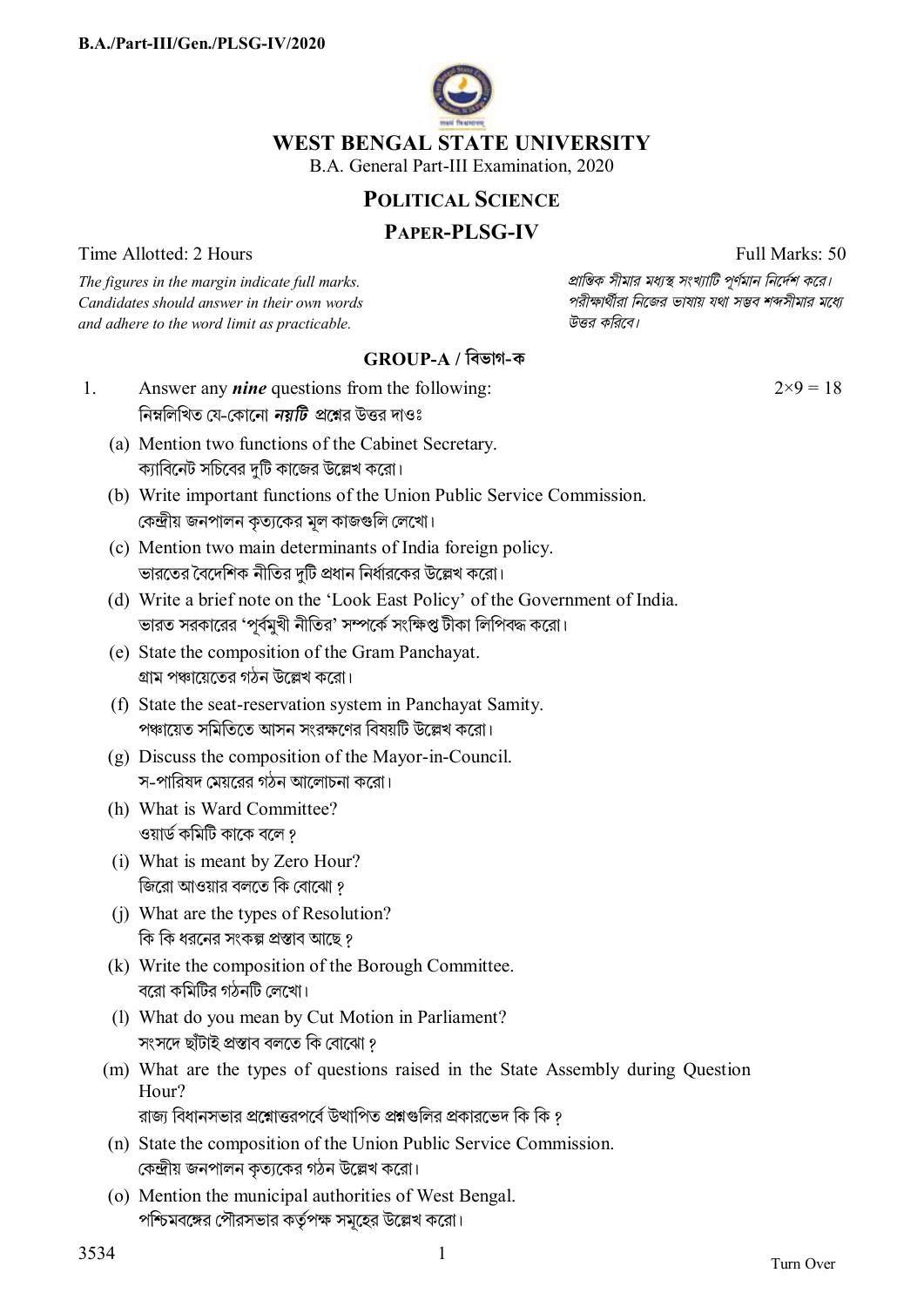# WEST BENGAL STATE UNIVERSITY

B.A. General Part-III Examination, 2020

## POLITICAL SCIENCE

## PAPER-PLSG-IV

Time Allotted: 2 Hours | Full Marks: 50

*The figures in the margin indicate full marks. Candidates should answer in their own words and adhere to the word limit as practicable.*

*প্রান্তিক সীমার মধ্যস্থ সংখ্যাটি পূর্ণমান নির্দেশ করে। পরীক্ষার্থীরা নিজের ভাষায় যথা সম্ভব শব্দসীমার মধ্যে উত্তর করিবে।*

### GROUP-A / বিভাগ-ক

1. Answer any ***nine*** questions from the following: $2\times9 = 18$

   নিম্নলিখিত যে-কোনো ***নয়টি*** প্রশ্নের উত্তর দাওঃ

   (a) Mention two functions of the Cabinet Secretary.
   ক্যাবিনেট সচিবের দুটি কাজের উল্লেখ করো।

   (b) Write important functions of the Union Public Service Commission.
   কেন্দ্রীয় জনপালন কৃত্যকের মূল কাজগুলি লেখো।

   (c) Mention two main determinants of India foreign policy.
   ভারতের বৈদেশিক নীতির দুটি প্রধান নির্ধারকের উল্লেখ করো।

   (d) Write a brief note on the 'Look East Policy' of the Government of India.
   ভারত সরকারের 'পূর্বমুখী নীতির' সম্পর্কে সংক্ষিপ্ত টীকা লিপিবদ্ধ করো।

   (e) State the composition of the Gram Panchayat.
   গ্রাম পঞ্চায়েতের গঠন উল্লেখ করো।

   (f) State the seat-reservation system in Panchayat Samity.
   পঞ্চায়েত সমিতিতে আসন সংরক্ষণের বিষয়টি উল্লেখ করো।

   (g) Discuss the composition of the Mayor-in-Council.
   স-পারিষদ মেয়রের গঠন আলোচনা করো।

   (h) What is Ward Committee?
   ওয়ার্ড কমিটি কাকে বলে ?

   (i) What is meant by Zero Hour?
   জিরো আওয়ার বলতে কি বোঝো ?

   (j) What are the types of Resolution?
   কি কি ধরনের সংকল্প প্রস্তাব আছে ?

   (k) Write the composition of the Borough Committee.
   বরো কমিটির গঠনটি লেখো।

   (l) What do you mean by Cut Motion in Parliament?
   সংসদে ছাঁটাই প্রস্তাব বলতে কি বোঝো ?

   (m) What are the types of questions raised in the State Assembly during Question Hour?
   রাজ্য বিধানসভার প্রশ্নোত্তরপর্বে উত্থাপিত প্রশ্নগুলির প্রকারভেদ কি কি ?

   (n) State the composition of the Union Public Service Commission.
   কেন্দ্রীয় জনপালন কৃত্যকের গঠন উল্লেখ করো।

   (o) Mention the municipal authorities of West Bengal.
   পশ্চিমবঙ্গের পৌরসভার কর্তৃপক্ষ সমূহের উল্লেখ করো।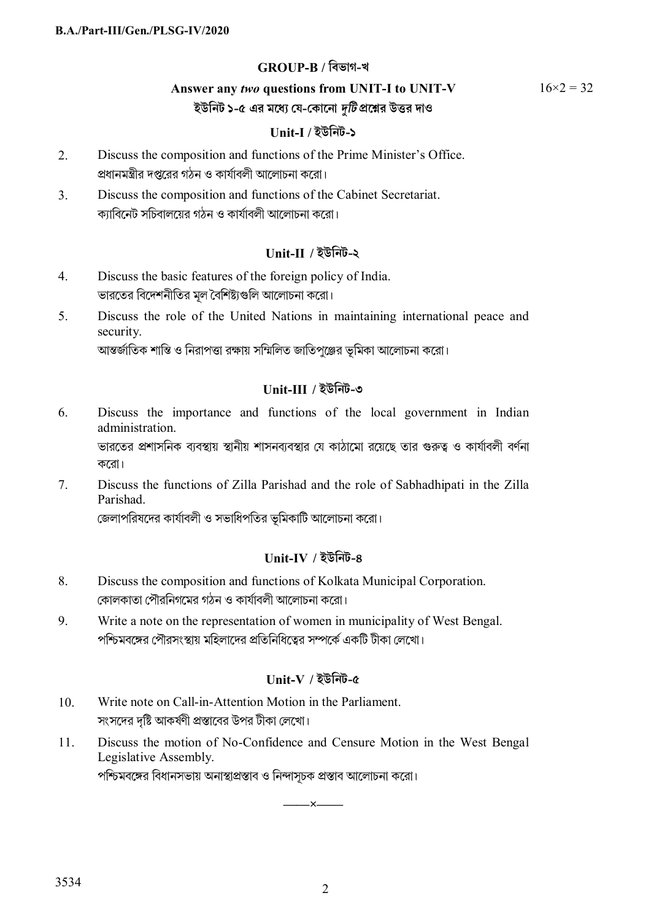## GROUP-B / বিভাগ-খ

**Answer any *two* questions from UNIT-I to UNIT-V** $16 \times 2 = 32$

**ইউনিট ১-৫ এর মধ্যে যে-কোনো *দুটি* প্রশ্নের উত্তর দাও**

### Unit-I / ইউনিট-১

2. Discuss the composition and functions of the Prime Minister's Office.
   প্রধানমন্ত্রীর দপ্তরের গঠন ও কার্যাবলী আলোচনা করো।

3. Discuss the composition and functions of the Cabinet Secretariat.
   ক্যাবিনেট সচিবালয়ের গঠন ও কার্যাবলী আলোচনা করো।

### Unit-II / ইউনিট-২

4. Discuss the basic features of the foreign policy of India.
   ভারতের বিদেশনীতির মূল বৈশিষ্ট্যগুলি আলোচনা করো।

5. Discuss the role of the United Nations in maintaining international peace and security.
   আন্তর্জাতিক শান্তি ও নিরাপত্তা রক্ষায় সম্মিলিত জাতিপুঞ্জের ভূমিকা আলোচনা করো।

### Unit-III / ইউনিট-৩

6. Discuss the importance and functions of the local government in Indian administration.
   ভারতের প্রশাসনিক ব্যবস্থায় স্থানীয় শাসনব্যবস্থার যে কাঠামো রয়েছে তার গুরুত্ব ও কার্যাবলী বর্ণনা করো।

7. Discuss the functions of Zilla Parishad and the role of Sabhadhipati in the Zilla Parishad.
   জেলাপরিষদের কার্যাবলী ও সভাধিপতির ভূমিকাটি আলোচনা করো।

### Unit-IV / ইউনিট-৪

8. Discuss the composition and functions of Kolkata Municipal Corporation.
   কোলকাতা পৌরনিগমের গঠন ও কার্যাবলী আলোচনা করো।

9. Write a note on the representation of women in municipality of West Bengal.
   পশ্চিমবঙ্গের পৌরসংস্থায় মহিলাদের প্রতিনিধিত্বের সম্পর্কে একটি টীকা লেখো।

### Unit-V / ইউনিট-৫

10. Write note on Call-in-Attention Motion in the Parliament.
    সংসদের দৃষ্টি আকর্ষণী প্রস্তাবের উপর টীকা লেখো।

11. Discuss the motion of No-Confidence and Censure Motion in the West Bengal Legislative Assembly.
    পশ্চিমবঙ্গের বিধানসভায় অনাস্থাপ্রস্তাব ও নিন্দাসূচক প্রস্তাব আলোচনা করো।

——×——